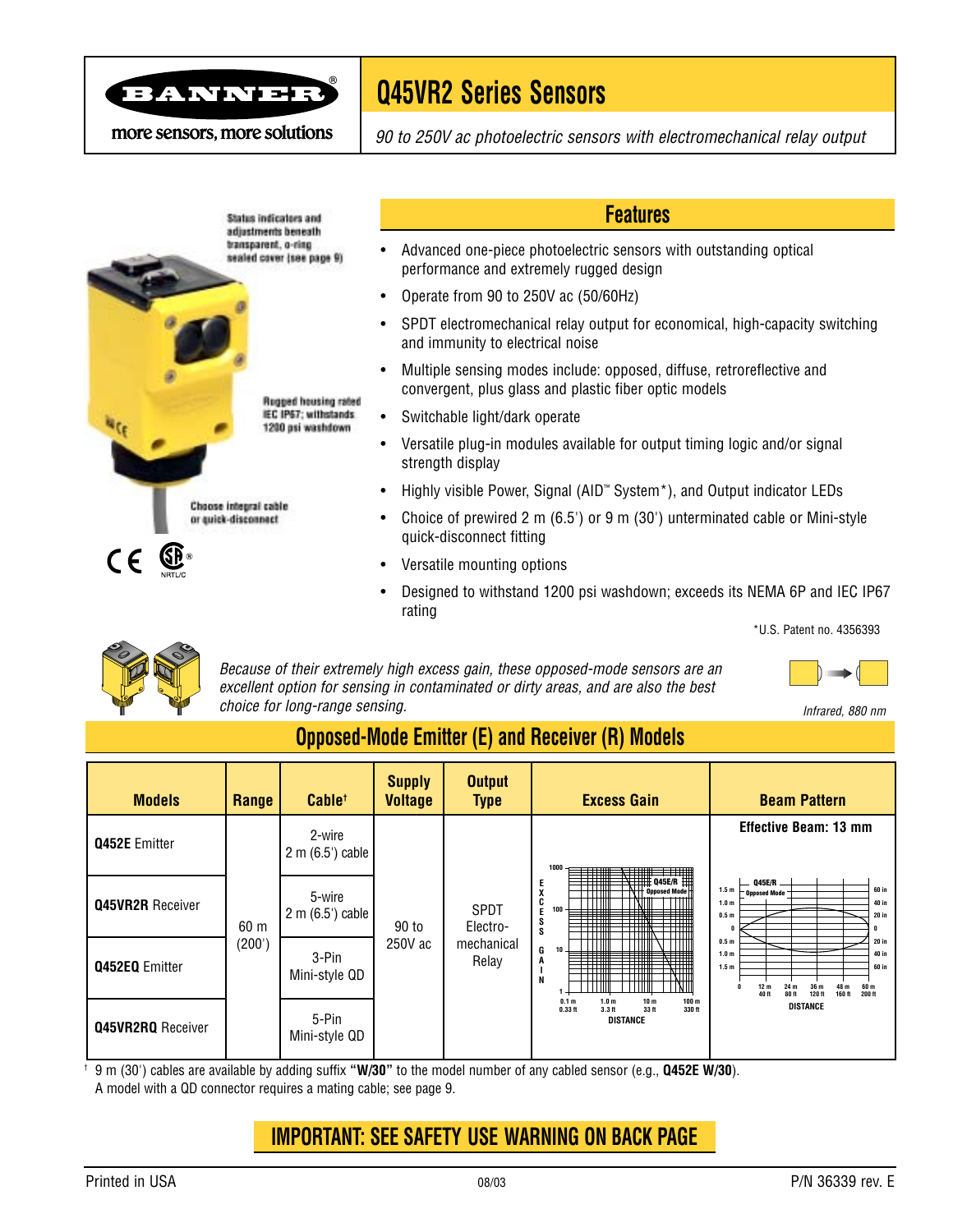BANNER®
more sensors, more solutions

# Q45VR2 Series Sensors

*90 to 250V ac photoelectric sensors with electromechanical relay output*

Status indicators and adjustments beneath transparent, o-ring sealed cover (see page 9)

Rugged housing rated IEC IP67; withstands 1200 psi washdown

Choose integral cable or quick-disconnect

## Features

- Advanced one-piece photoelectric sensors with outstanding optical performance and extremely rugged design
- Operate from 90 to 250V ac (50/60Hz)
- SPDT electromechanical relay output for economical, high-capacity switching and immunity to electrical noise
- Multiple sensing modes include: opposed, diffuse, retroreflective and convergent, plus glass and plastic fiber optic models
- Switchable light/dark operate
- Versatile plug-in modules available for output timing logic and/or signal strength display
- Highly visible Power, Signal (AID™ System*), and Output indicator LEDs
- Choice of prewired 2 m (6.5') or 9 m (30') unterminated cable or Mini-style quick-disconnect fitting
- Versatile mounting options
- Designed to withstand 1200 psi washdown; exceeds its NEMA 6P and IEC IP67 rating

*U.S. Patent no. 4356393

*Because of their extremely high excess gain, these opposed-mode sensors are an excellent option for sensing in contaminated or dirty areas, and are also the best choice for long-range sensing.*

*Infrared, 880 nm*

## Opposed-Mode Emitter (E) and Receiver (R) Models

| Models | Range | Cable† | Supply Voltage | Output Type | Excess Gain | Beam Pattern |
|---|---|---|---|---|---|---|
| **Q452E** Emitter | 60 m (200') | 2-wire 2 m (6.5') cable | 90 to 250V ac | SPDT Electro-mechanical Relay | Q45E/R Opposed Mode (graph: Excess Gain 1–1000 vs. Distance 0.1 m/0.33 ft – 100 m/330 ft) | Effective Beam: 13 mm; Q45E/R Opposed Mode (graph: 0–60 m / 0–200 ft Distance; ±1.5 m / ±60 in) |
| **Q45VR2R** Receiver | | 5-wire 2 m (6.5') cable | | | | |
| **Q452EQ** Emitter | | 3-Pin Mini-style QD | | | | |
| **Q45VR2RQ** Receiver | | 5-Pin Mini-style QD | | | | |

† 9 m (30') cables are available by adding suffix **"W/30"** to the model number of any cabled sensor (e.g., **Q452E W/30**).
A model with a QD connector requires a mating cable; see page 9.

**IMPORTANT: SEE SAFETY USE WARNING ON BACK PAGE**

Printed in USA 08/03 P/N 36339 rev. E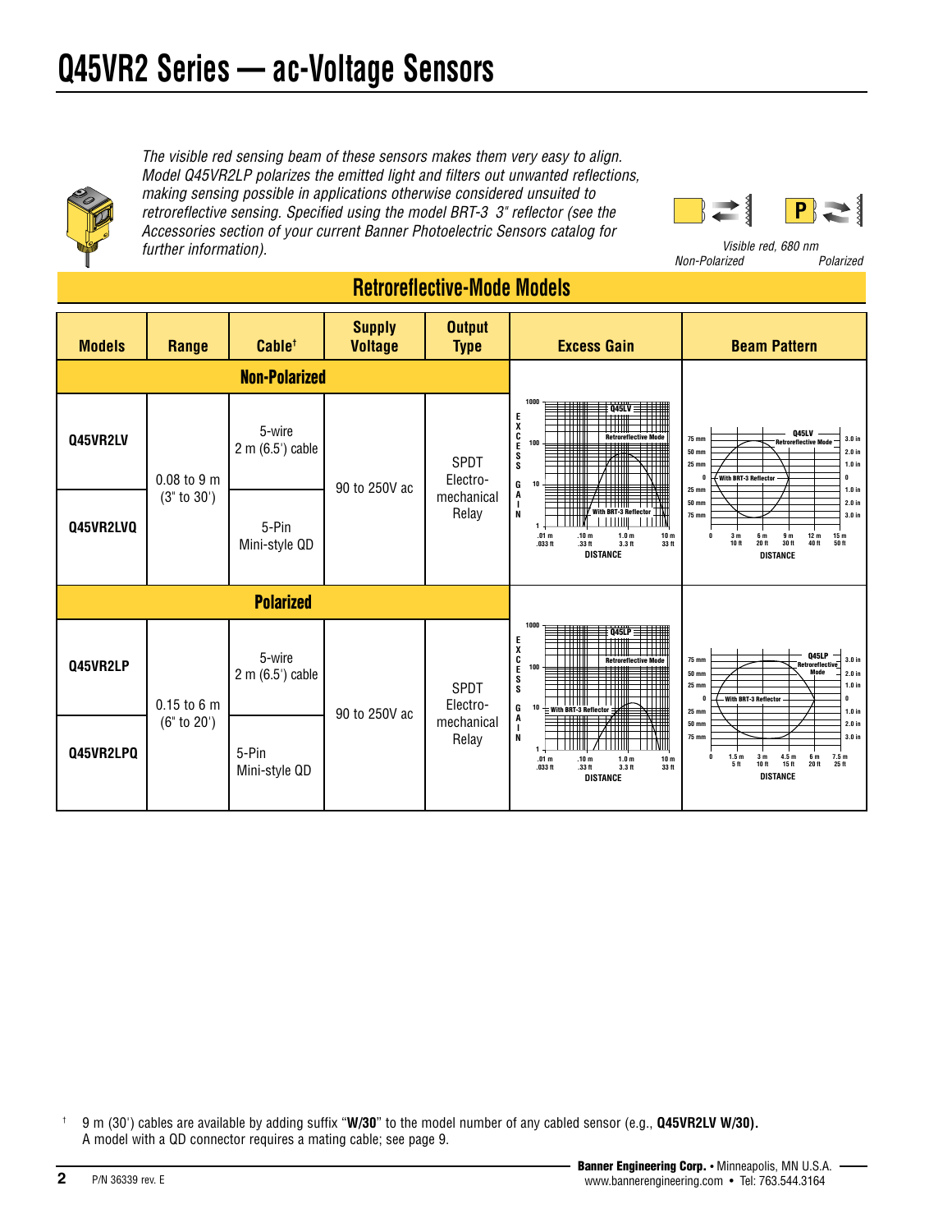# Q45VR2 Series — ac-Voltage Sensors

*The visible red sensing beam of these sensors makes them very easy to align. Model Q45VR2LP polarizes the emitted light and filters out unwanted reflections, making sensing possible in applications otherwise considered unsuited to retroreflective sensing. Specified using the model BRT-3 3" reflector (see the Accessories section of your current Banner Photoelectric Sensors catalog for further information).*

*Visible red, 680 nm*
*Non-Polarized* *Polarized*

## Retroreflective-Mode Models

| Models | Range | Cable† | Supply Voltage | Output Type | Excess Gain | Beam Pattern |
|---|---|---|---|---|---|---|
| **Non-Polarized** | | | | | | |
| **Q45VR2LV** | 0.08 to 9 m (3" to 30') | 5-wire 2 m (6.5') cable | 90 to 250V ac | SPDT Electro-mechanical Relay | | |
| **Q45VR2LVQ** | 0.08 to 9 m (3" to 30') | 5-Pin Mini-style QD | 90 to 250V ac | SPDT Electro-mechanical Relay | | |
| **Polarized** | | | | | | |
| **Q45VR2LP** | 0.15 to 6 m (6" to 20') | 5-wire 2 m (6.5') cable | 90 to 250V ac | SPDT Electro-mechanical Relay | | |
| **Q45VR2LPQ** | 0.15 to 6 m (6" to 20') | 5-Pin Mini-style QD | 90 to 250V ac | SPDT Electro-mechanical Relay | | |

† 9 m (30') cables are available by adding suffix "**W/30**" to the model number of any cabled sensor (e.g., **Q45VR2LV W/30).**
A model with a QD connector requires a mating cable; see page 9.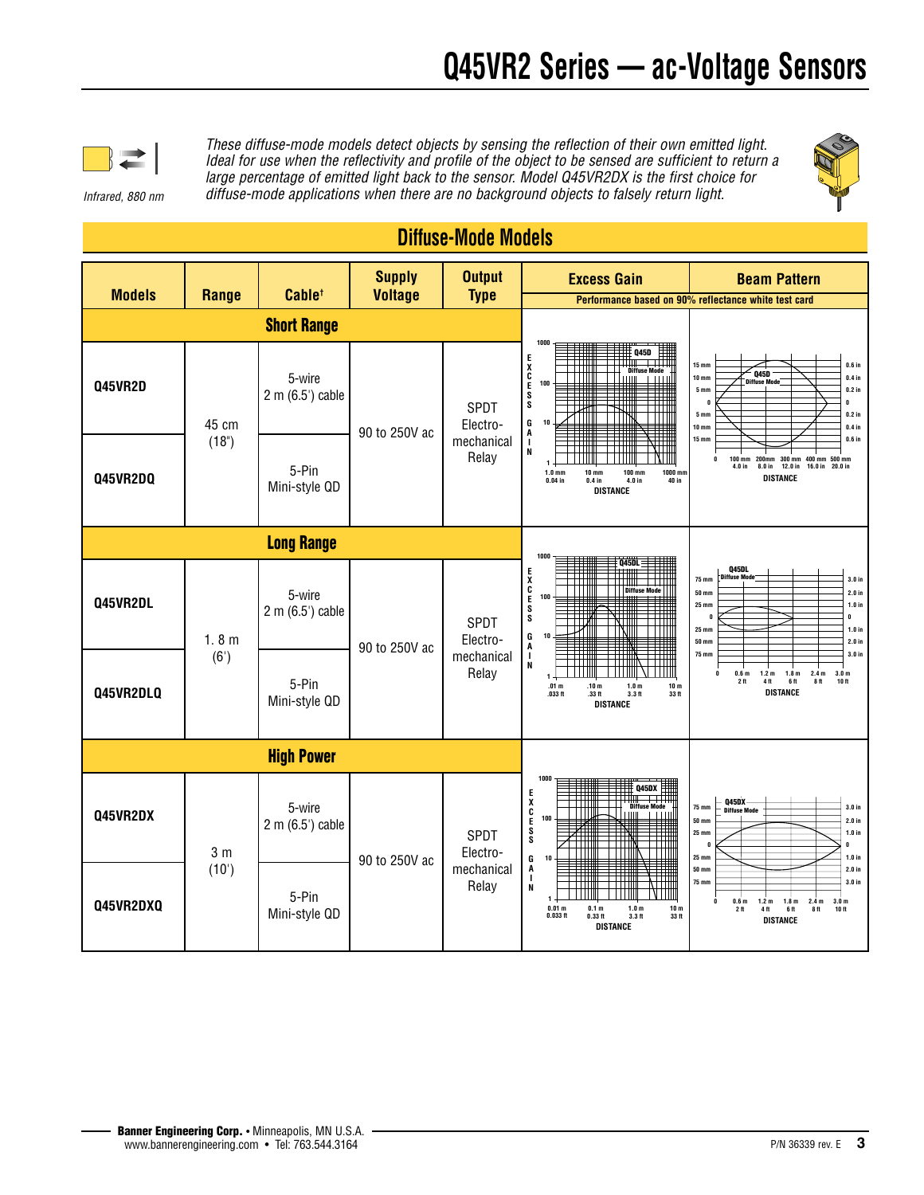# Q45VR2 Series — ac-Voltage Sensors

Infrared, 880 nm

*These diffuse-mode models detect objects by sensing the reflection of their own emitted light. Ideal for use when the reflectivity and profile of the object to be sensed are sufficient to return a large percentage of emitted light back to the sensor. Model Q45VR2DX is the first choice for diffuse-mode applications when there are no background objects to falsely return light.*

## Diffuse-Mode Models

| Models | Range | Cable† | Supply Voltage | Output Type | Excess Gain | Beam Pattern |
|---|---|---|---|---|---|---|
| | | | | | Performance based on 90% reflectance white test card | |
| **Short Range** | | | | | | |
| Q45VR2D | 45 cm (18") | 5-wire 2 m (6.5') cable | 90 to 250V ac | SPDT Electro-mechanical Relay | Q45D Diffuse Mode | Q45D Diffuse Mode |
| Q45VR2DQ | 45 cm (18") | 5-Pin Mini-style QD | 90 to 250V ac | SPDT Electro-mechanical Relay | | |
| **Long Range** | | | | | | |
| Q45VR2DL | 1. 8 m (6') | 5-wire 2 m (6.5') cable | 90 to 250V ac | SPDT Electro-mechanical Relay | Q45DL Diffuse Mode | Q45DL Diffuse Mode |
| Q45VR2DLQ | 1. 8 m (6') | 5-Pin Mini-style QD | 90 to 250V ac | SPDT Electro-mechanical Relay | | |
| **High Power** | | | | | | |
| Q45VR2DX | 3 m (10') | 5-wire 2 m (6.5') cable | 90 to 250V ac | SPDT Electro-mechanical Relay | Q45DX Diffuse Mode | Q45DX Diffuse Mode |
| Q45VR2DXQ | 3 m (10') | 5-Pin Mini-style QD | 90 to 250V ac | SPDT Electro-mechanical Relay | | |

**Banner Engineering Corp.** • Minneapolis, MN U.S.A.
www.bannerengineering.com • Tel: 763.544.3164

P/N 36339 rev. E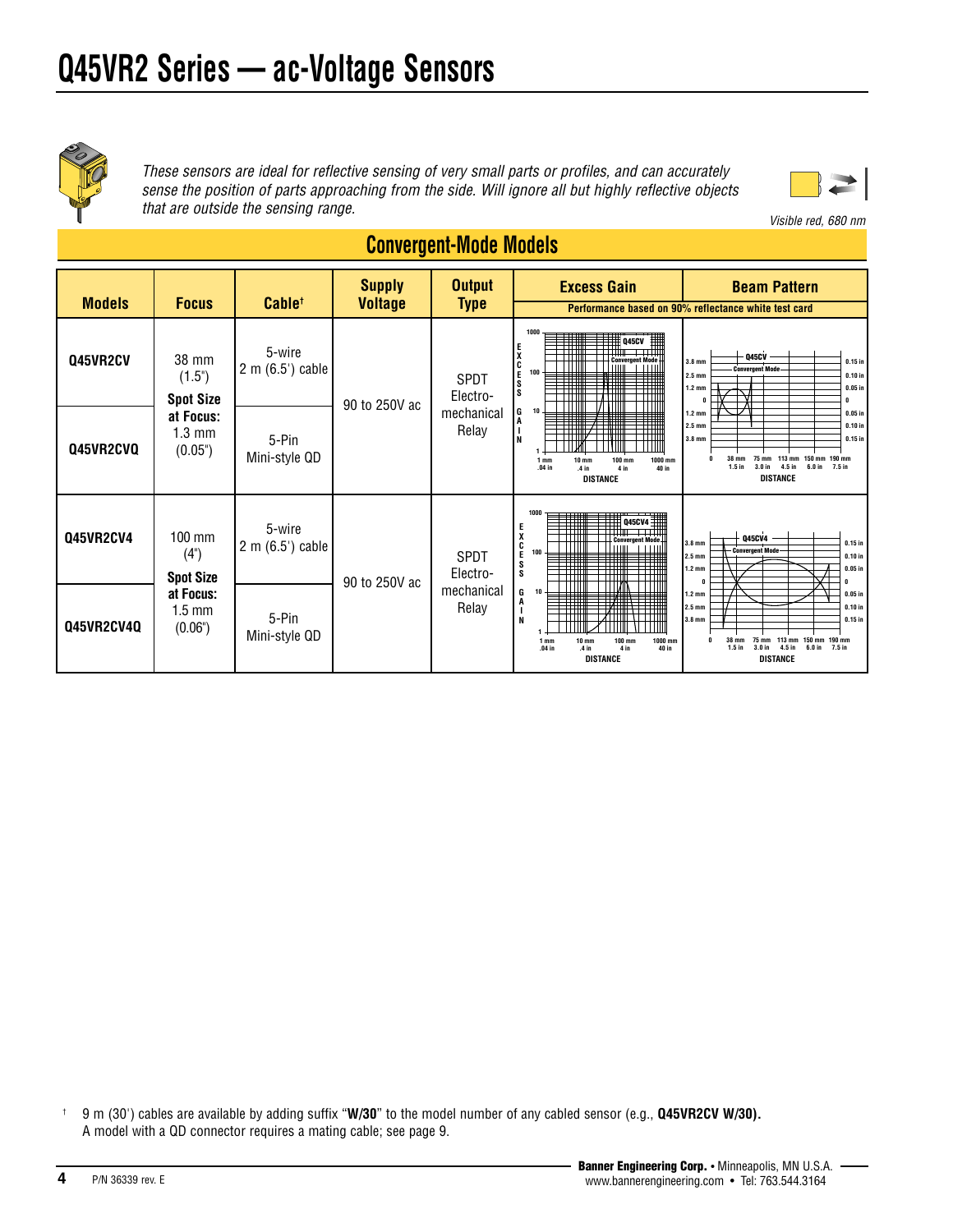# Q45VR2 Series — ac-Voltage Sensors

*These sensors are ideal for reflective sensing of very small parts or profiles, and can accurately sense the position of parts approaching from the side. Will ignore all but highly reflective objects that are outside the sensing range.*

*Visible red, 680 nm*

## Convergent-Mode Models

| Models | Focus | Cable† | Supply Voltage | Output Type | Excess Gain | Beam Pattern |
|---|---|---|---|---|---|---|
| | | | | | Performance based on 90% reflectance white test card | |
| Q45VR2CV | 38 mm (1.5") **Spot Size at Focus:** 1.3 mm (0.05") | 5-wire 2 m (6.5') cable | 90 to 250V ac | SPDT Electro-mechanical Relay | Q45CV Convergent Mode | Q45CV Convergent Mode |
| Q45VR2CVQ | | 5-Pin Mini-style QD | | | | |
| Q45VR2CV4 | 100 mm (4") **Spot Size at Focus:** 1.5 mm (0.06") | 5-wire 2 m (6.5') cable | 90 to 250V ac | SPDT Electro-mechanical Relay | Q45CV4 Convergent Mode | Q45CV4 Convergent Mode |
| Q45VR2CV4Q | | 5-Pin Mini-style QD | | | | |

† 9 m (30') cables are available by adding suffix "**W/30**" to the model number of any cabled sensor (e.g., **Q45VR2CV W/30).** A model with a QD connector requires a mating cable; see page 9.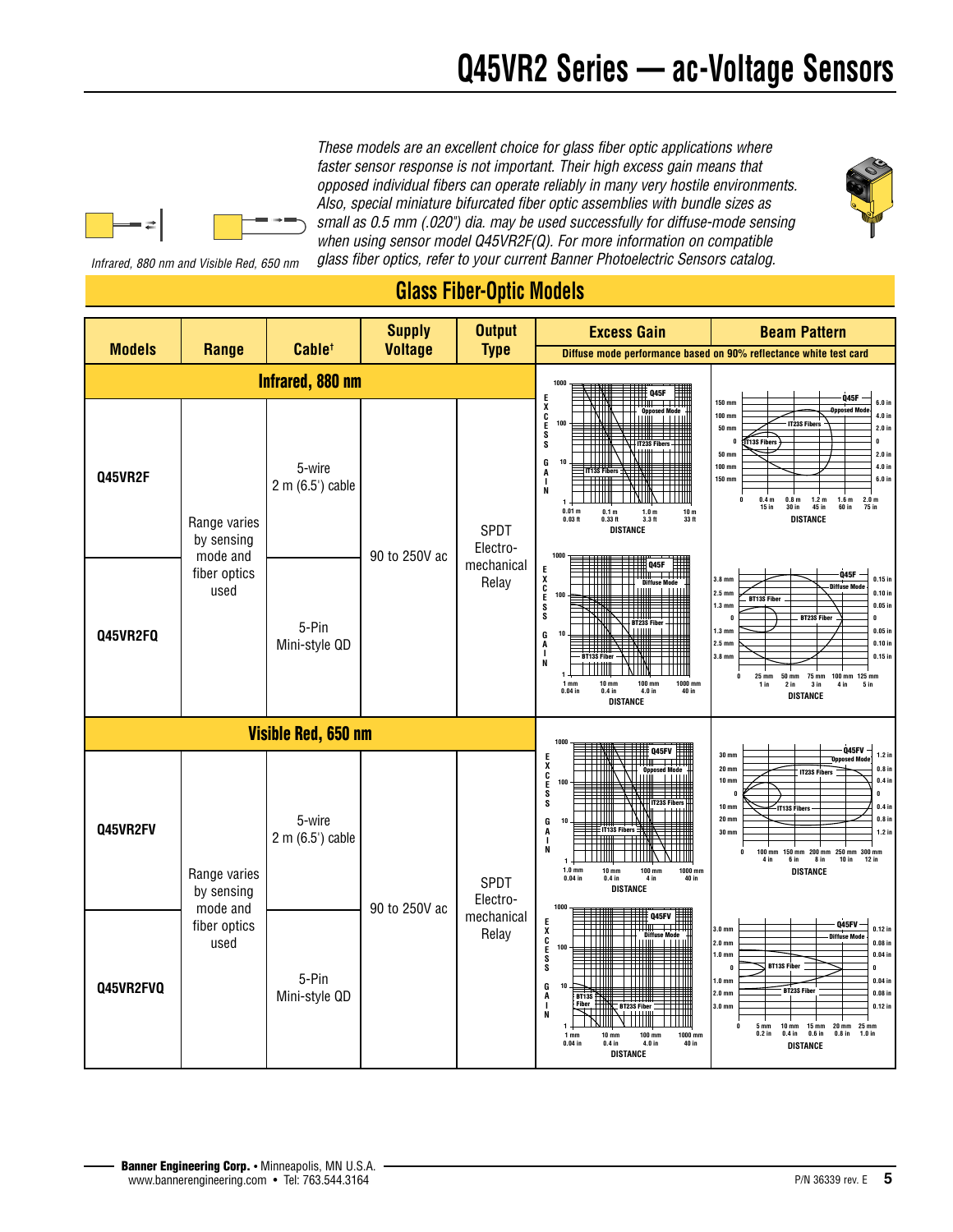# Q45VR2 Series — ac-Voltage Sensors

*Infrared, 880 nm and Visible Red, 650 nm*

*These models are an excellent choice for glass fiber optic applications where faster sensor response is not important. Their high excess gain means that opposed individual fibers can operate reliably in many very hostile environments. Also, special miniature bifurcated fiber optic assemblies with bundle sizes as small as 0.5 mm (.020") dia. may be used successfully for diffuse-mode sensing when using sensor model Q45VR2F(Q). For more information on compatible glass fiber optics, refer to your current Banner Photoelectric Sensors catalog.*

## Glass Fiber-Optic Models

| Models | Range | Cable† | Supply Voltage | Output Type | Excess Gain (Diffuse mode performance based on 90% reflectance white test card) | Beam Pattern |
|---|---|---|---|---|---|---|
| **Infrared, 880 nm** | | | | | | |
| Q45VR2F | Range varies by sensing mode and fiber optics used | 5-wire 2 m (6.5') cable | 90 to 250V ac | SPDT Electro-mechanical Relay | Q45F Opposed Mode: IT23S Fibers, IT13S Fibers | Q45F Opposed Mode: IT23S Fibers, IT13S Fibers |
| Q45VR2FQ | | 5-Pin Mini-style QD | | | Q45F Diffuse Mode: BT23S Fiber, BT13S Fiber | Q45F Diffuse Mode: BT13S Fiber, BT23S Fiber |
| **Visible Red, 650 nm** | | | | | | |
| Q45VR2FV | Range varies by sensing mode and fiber optics used | 5-wire 2 m (6.5') cable | 90 to 250V ac | SPDT Electro-mechanical Relay | Q45FV Opposed Mode: IT23S Fibers, IT13S Fibers | Q45FV Opposed Mode: IT23S Fibers, IT13S Fibers |
| Q45VR2FVQ | | 5-Pin Mini-style QD | | | Q45FV Diffuse Mode: BT13S Fiber, BT23S Fiber | Q45FV Diffuse Mode: BT13S Fiber, BT23S Fiber |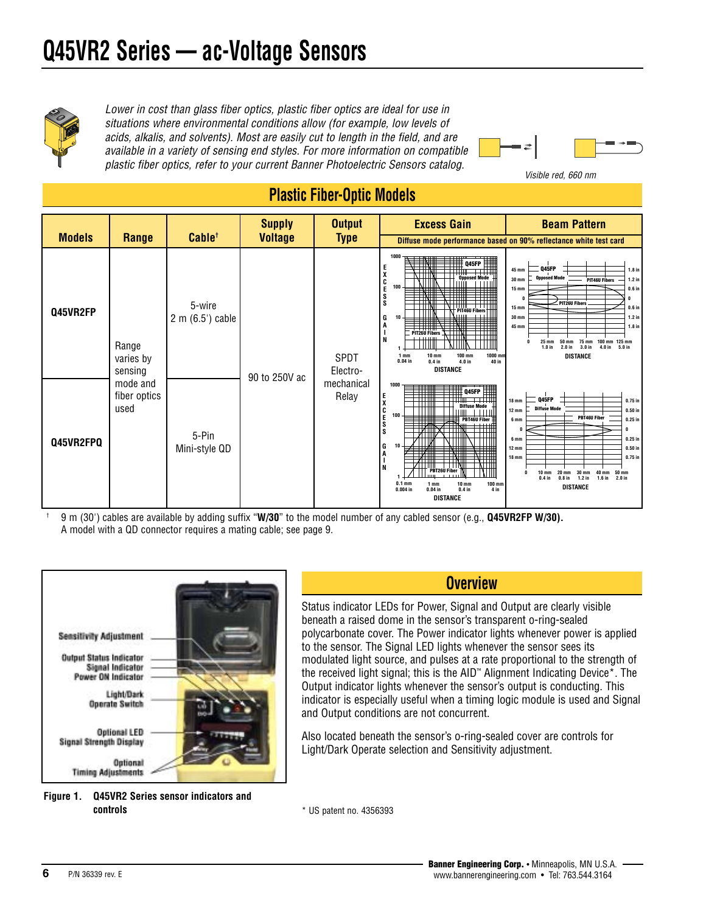# Q45VR2 Series — ac-Voltage Sensors

*Lower in cost than glass fiber optics, plastic fiber optics are ideal for use in situations where environmental conditions allow (for example, low levels of acids, alkalis, and solvents). Most are easily cut to length in the field, and are available in a variety of sensing end styles. For more information on compatible plastic fiber optics, refer to your current Banner Photoelectric Sensors catalog.*

*Visible red, 660 nm*

## Plastic Fiber-Optic Models

| Models | Range | Cable† | Supply Voltage | Output Type | Excess Gain | Beam Pattern |
|---|---|---|---|---|---|---|
| | | | | | Diffuse mode performance based on 90% reflectance white test card | |
| **Q45VR2FP** | Range varies by sensing mode and fiber optics used | 5-wire 2 m (6.5') cable | 90 to 250V ac | SPDT Electro-mechanical Relay | Q45FP Opposed Mode (PIT46U Fibers, PIT26U Fibers) | Q45FP Opposed Mode (PIT46U Fibers, PIT26U Fibers) |
| **Q45VR2FPQ** | | 5-Pin Mini-style QD | | | Q45FP Diffuse Mode (PBT46U Fiber, PBT26U Fiber) | Q45FP Diffuse Mode (PBT46U Fiber) |

† 9 m (30') cables are available by adding suffix "**W/30**" to the model number of any cabled sensor (e.g., **Q45VR2FP W/30).**
A model with a QD connector requires a mating cable; see page 9.

Sensitivity Adjustment
Output Status Indicator
Signal Indicator
Power ON Indicator
Light/Dark Operate Switch
Optional LED Signal Strength Display
Optional Timing Adjustments

**Figure 1. Q45VR2 Series sensor indicators and controls**

## Overview

Status indicator LEDs for Power, Signal and Output are clearly visible beneath a raised dome in the sensor's transparent o-ring-sealed polycarbonate cover. The Power indicator lights whenever power is applied to the sensor. The Signal LED lights whenever the sensor sees its modulated light source, and pulses at a rate proportional to the strength of the received light signal; this is the AID™ Alignment Indicating Device*. The Output indicator lights whenever the sensor's output is conducting. This indicator is especially useful when a timing logic module is used and Signal and Output conditions are not concurrent.

Also located beneath the sensor's o-ring-sealed cover are controls for Light/Dark Operate selection and Sensitivity adjustment.

* US patent no. 4356393

**Banner Engineering Corp.** • Minneapolis, MN U.S.A.
www.bannerengineering.com • Tel: 763.544.3164

P/N 36339 rev. E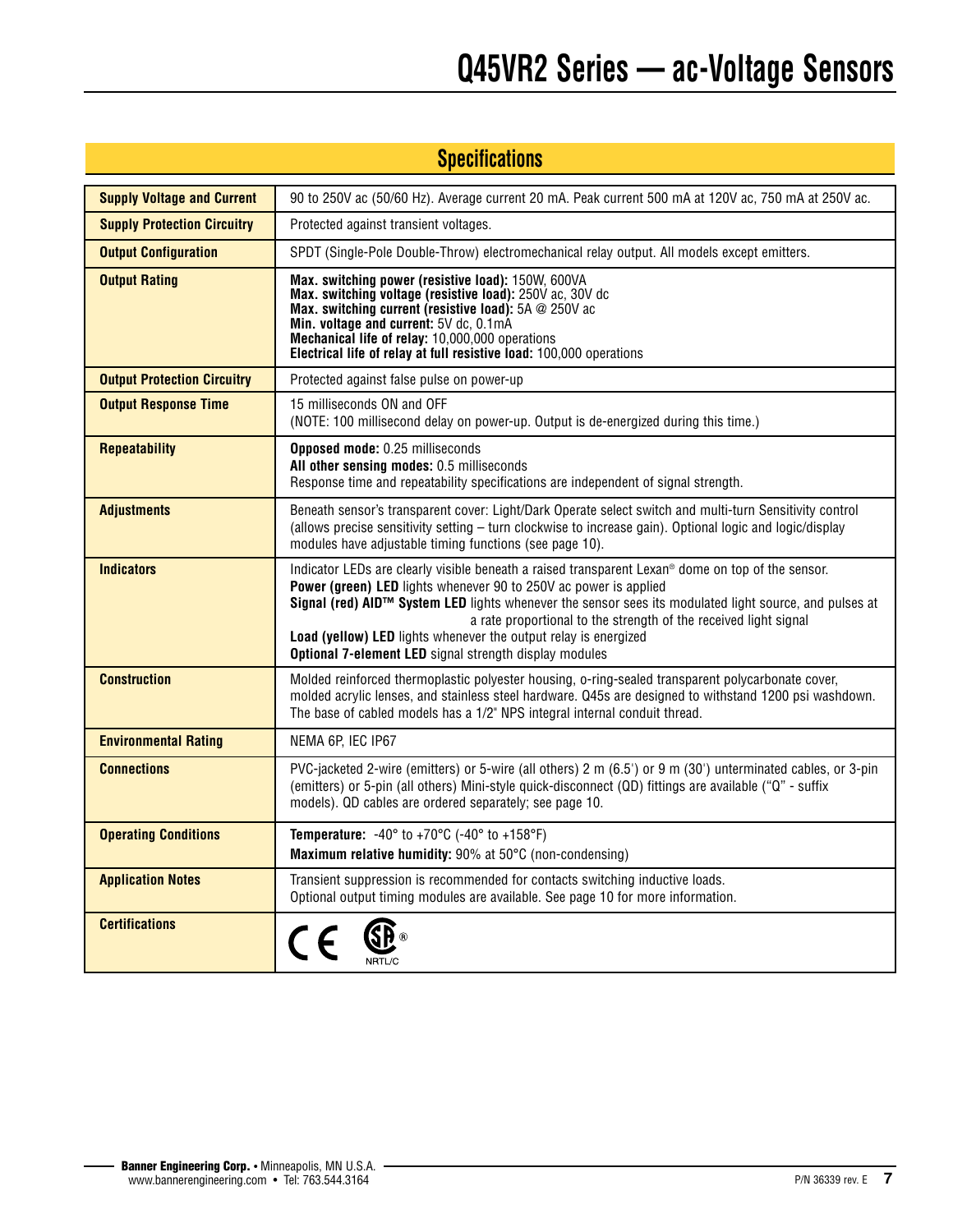# Q45VR2 Series — ac-Voltage Sensors

## Specifications

| | |
|---|---|
| **Supply Voltage and Current** | 90 to 250V ac (50/60 Hz). Average current 20 mA. Peak current 500 mA at 120V ac, 750 mA at 250V ac. |
| **Supply Protection Circuitry** | Protected against transient voltages. |
| **Output Configuration** | SPDT (Single-Pole Double-Throw) electromechanical relay output. All models except emitters. |
| **Output Rating** | **Max. switching power (resistive load):** 150W, 600VA<br>**Max. switching voltage (resistive load):** 250V ac, 30V dc<br>**Max. switching current (resistive load):** 5A @ 250V ac<br>**Min. voltage and current:** 5V dc, 0.1mA<br>**Mechanical life of relay:** 10,000,000 operations<br>**Electrical life of relay at full resistive load:** 100,000 operations |
| **Output Protection Circuitry** | Protected against false pulse on power-up |
| **Output Response Time** | 15 milliseconds ON and OFF<br>(NOTE: 100 millisecond delay on power-up. Output is de-energized during this time.) |
| **Repeatability** | **Opposed mode:** 0.25 milliseconds<br>**All other sensing modes:** 0.5 milliseconds<br>Response time and repeatability specifications are independent of signal strength. |
| **Adjustments** | Beneath sensor's transparent cover: Light/Dark Operate select switch and multi-turn Sensitivity control (allows precise sensitivity setting – turn clockwise to increase gain). Optional logic and logic/display modules have adjustable timing functions (see page 10). |
| **Indicators** | Indicator LEDs are clearly visible beneath a raised transparent Lexan® dome on top of the sensor.<br>**Power (green) LED** lights whenever 90 to 250V ac power is applied<br>**Signal (red) AID™ System LED** lights whenever the sensor sees its modulated light source, and pulses at a rate proportional to the strength of the received light signal<br>**Load (yellow) LED** lights whenever the output relay is energized<br>**Optional 7-element LED** signal strength display modules |
| **Construction** | Molded reinforced thermoplastic polyester housing, o-ring-sealed transparent polycarbonate cover, molded acrylic lenses, and stainless steel hardware. Q45s are designed to withstand 1200 psi washdown. The base of cabled models has a 1/2" NPS integral internal conduit thread. |
| **Environmental Rating** | NEMA 6P, IEC IP67 |
| **Connections** | PVC-jacketed 2-wire (emitters) or 5-wire (all others) 2 m (6.5') or 9 m (30') unterminated cables, or 3-pin (emitters) or 5-pin (all others) Mini-style quick-disconnect (QD) fittings are available ("Q" - suffix models). QD cables are ordered separately; see page 10. |
| **Operating Conditions** | **Temperature:** -40° to +70°C (-40° to +158°F)<br>**Maximum relative humidity:** 90% at 50°C (non-condensing) |
| **Application Notes** | Transient suppression is recommended for contacts switching inductive loads.<br>Optional output timing modules are available. See page 10 for more information. |
| **Certifications** | CE, CSA® NRTL/C |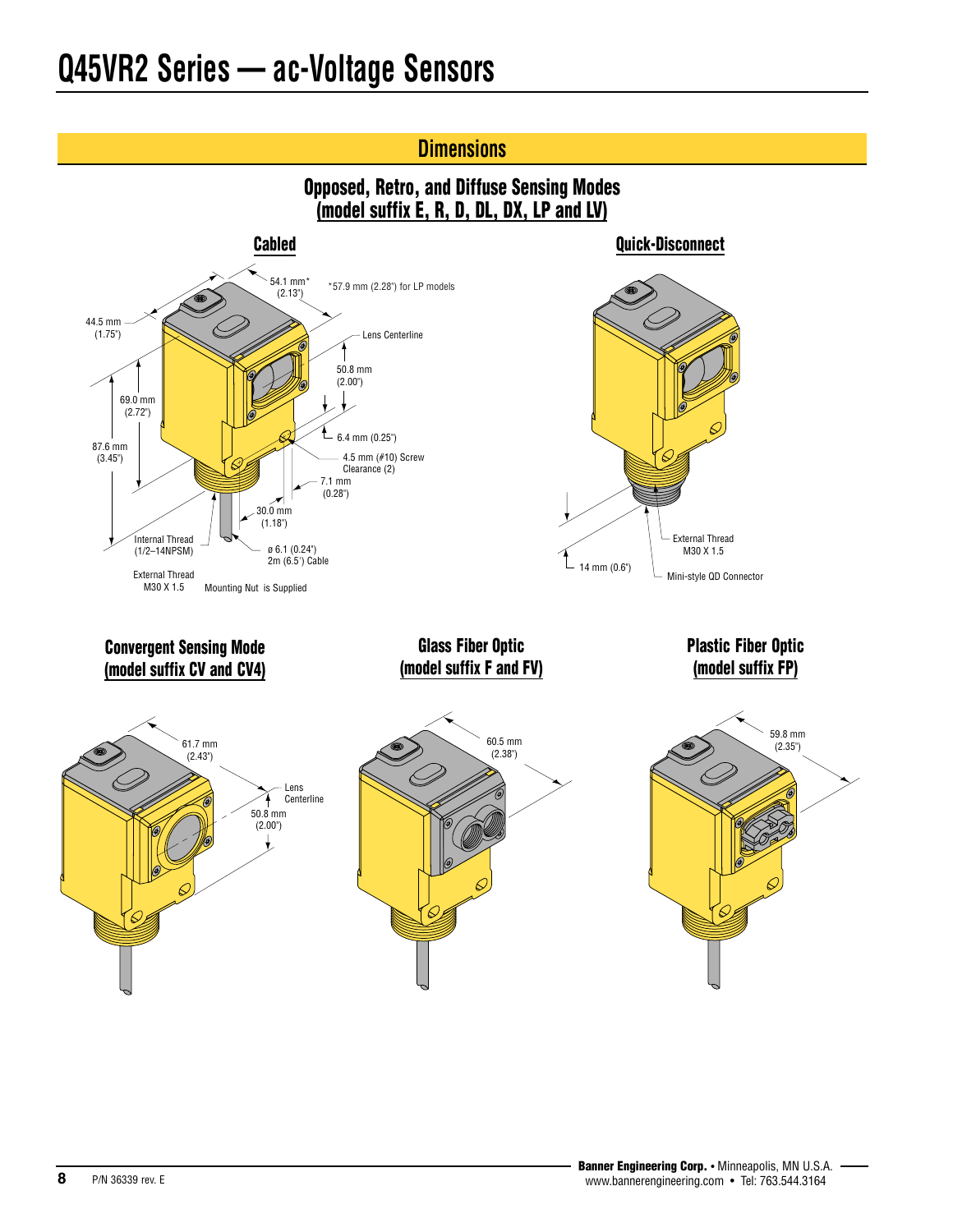# Q45VR2 Series — ac-Voltage Sensors

## Dimensions

### Opposed, Retro, and Diffuse Sensing Modes (model suffix E, R, D, DL, DX, LP and LV)

#### Cabled

54.1 mm* (2.13")

*57.9 mm (2.28") for LP models

44.5 mm (1.75")

Lens Centerline

50.8 mm (2.00")

69.0 mm (2.72")

87.6 mm (3.45")

6.4 mm (0.25")

4.5 mm (#10) Screw Clearance (2)

7.1 mm (0.28")

30.0 mm (1.18")

Internal Thread (1/2–14NPSM)

ø 6.1 (0.24") 2m (6.5') Cable

External Thread M30 X 1.5

Mounting Nut is Supplied

#### Quick-Disconnect

External Thread M30 X 1.5

14 mm (0.6")

Mini-style QD Connector

### Convergent Sensing Mode (model suffix CV and CV4)

61.7 mm (2.43")

Lens Centerline

50.8 mm (2.00")

### Glass Fiber Optic (model suffix F and FV)

60.5 mm (2.38")

### Plastic Fiber Optic (model suffix FP)

59.8 mm (2.35")

P/N 36339 rev. E

**Banner Engineering Corp.** • Minneapolis, MN U.S.A.
www.bannerengineering.com • Tel: 763.544.3164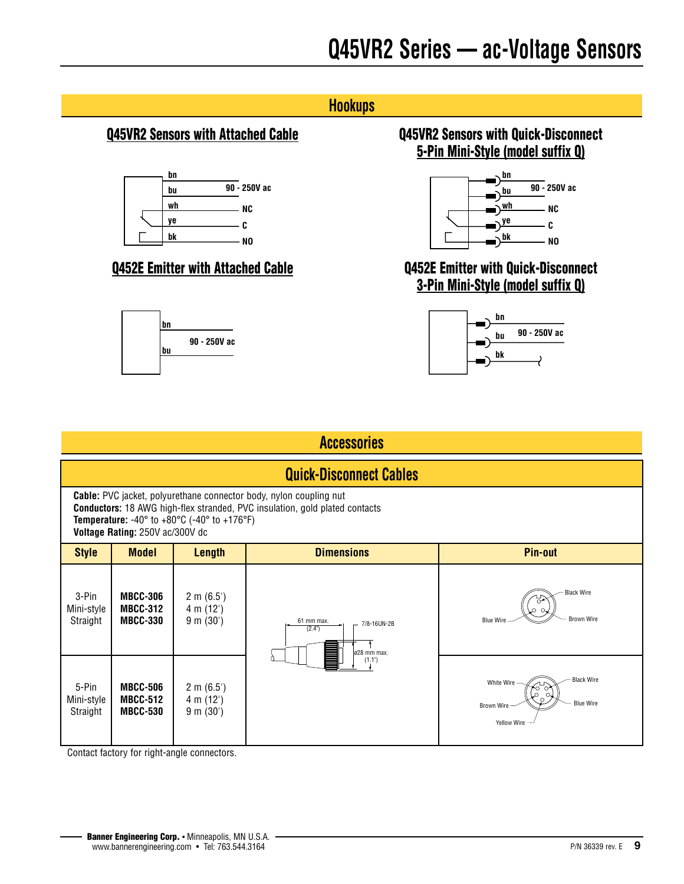# Q45VR2 Series — ac-Voltage Sensors

## Hookups

### Q45VR2 Sensors with Attached Cable

bn
bu 90 - 250V ac
wh NC
ye C
bk NO

### Q45VR2 Sensors with Quick-Disconnect 5-Pin Mini-Style (model suffix Q)

bn
bu 90 - 250V ac
wh NC
ye C
bk NO

### Q452E Emitter with Attached Cable

bn
bu 90 - 250V ac

### Q452E Emitter with Quick-Disconnect 3-Pin Mini-Style (model suffix Q)

bn
bu 90 - 250V ac
bk

## Accessories

### Quick-Disconnect Cables

**Cable:** PVC jacket, polyurethane connector body, nylon coupling nut
**Conductors:** 18 AWG high-flex stranded, PVC insulation, gold plated contacts
**Temperature:** -40° to +80°C (-40° to +176°F)
**Voltage Rating:** 250V ac/300V dc

| Style | Model | Length | Dimensions | Pin-out |
|---|---|---|---|---|
| 3-Pin Mini-style Straight | **MBCC-306**<br>**MBCC-312**<br>**MBCC-330** | 2 m (6.5')<br>4 m (12')<br>9 m (30') | 61 mm max. (2.4"); 7/8-16UN-2B; ø28 mm max. (1.1") | Black Wire, Blue Wire, Brown Wire |
| 5-Pin Mini-style Straight | **MBCC-506**<br>**MBCC-512**<br>**MBCC-530** | 2 m (6.5')<br>4 m (12')<br>9 m (30') | | White Wire, Black Wire, Brown Wire, Blue Wire, Yellow Wire |

Contact factory for right-angle connectors.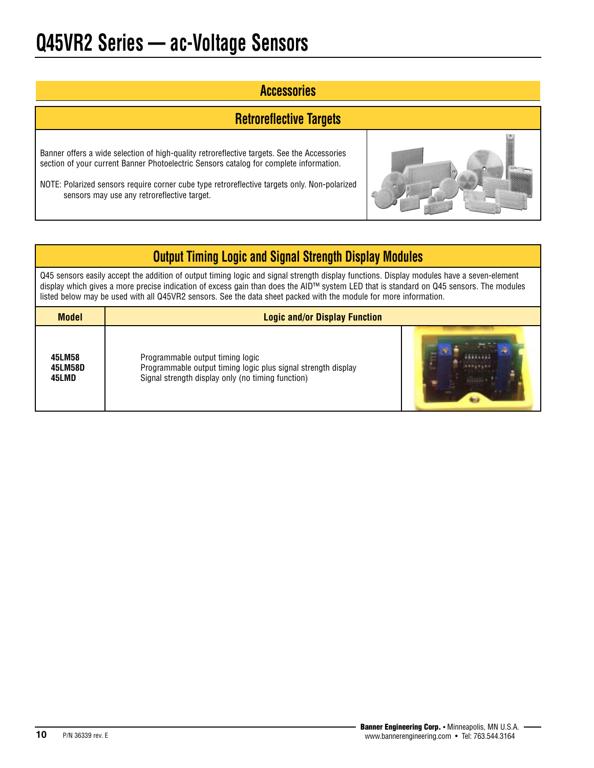# Q45VR2 Series — ac-Voltage Sensors

## Accessories

### Retroreflective Targets

Banner offers a wide selection of high-quality retroreflective targets. See the Accessories section of your current Banner Photoelectric Sensors catalog for complete information.

NOTE: Polarized sensors require corner cube type retroreflective targets only. Non-polarized sensors may use any retroreflective target.

### Output Timing Logic and Signal Strength Display Modules

Q45 sensors easily accept the addition of output timing logic and signal strength display functions. Display modules have a seven-element display which gives a more precise indication of excess gain than does the AID™ system LED that is standard on Q45 sensors. The modules listed below may be used with all Q45VR2 sensors. See the data sheet packed with the module for more information.

| Model | Logic and/or Display Function |
|---|---|
| **45LM58** | Programmable output timing logic |
| **45LM58D** | Programmable output timing logic plus signal strength display |
| **45LMD** | Signal strength display only (no timing function) |

P/N 36339 rev. E

**Banner Engineering Corp.** • Minneapolis, MN U.S.A.
www.bannerengineering.com • Tel: 763.544.3164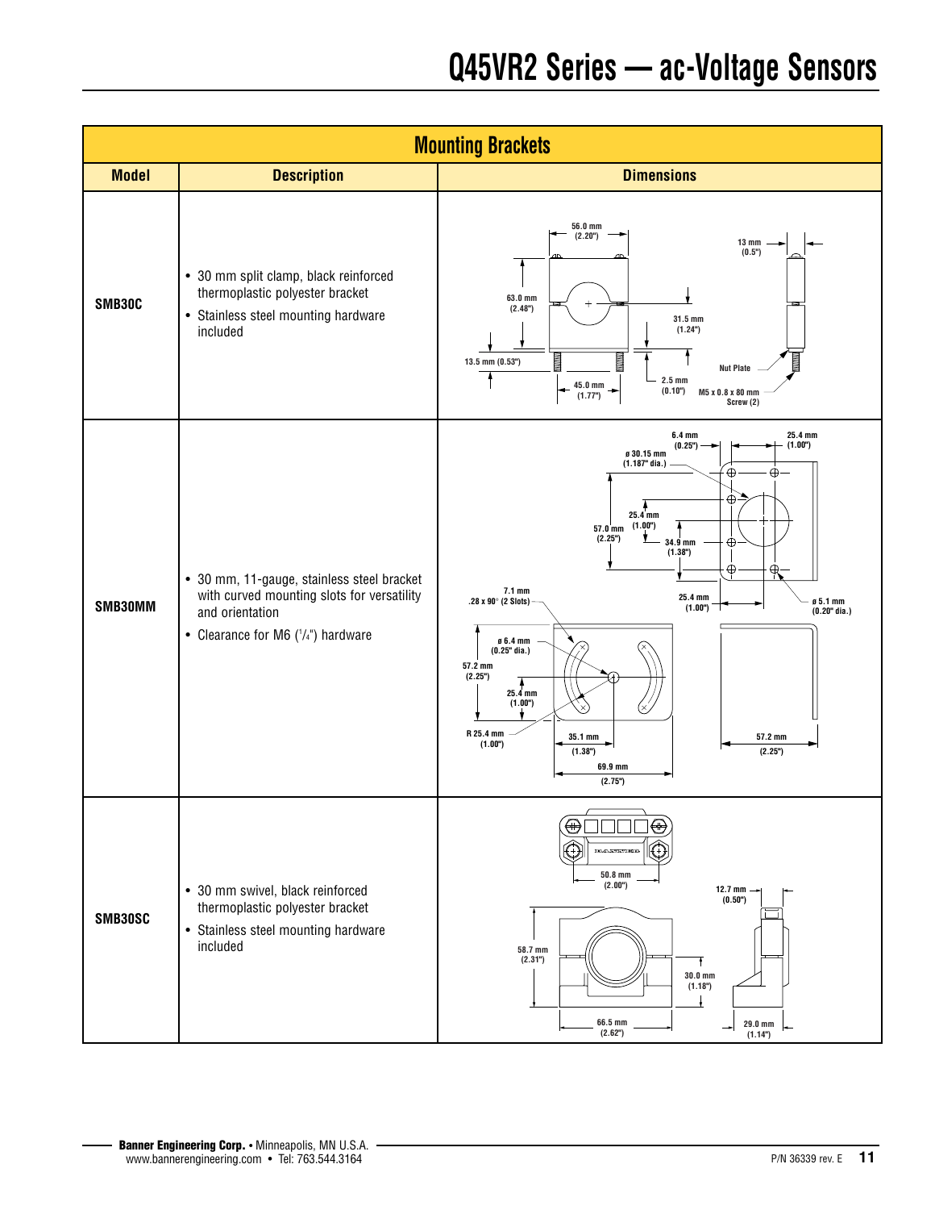## Mounting Brackets

| Model | Description | Dimensions |
|---|---|---|
| **SMB30C** | • 30 mm split clamp, black reinforced thermoplastic polyester bracket<br>• Stainless steel mounting hardware included | 56.0 mm (2.20"); 13 mm (0.5"); 63.0 mm (2.48"); 31.5 mm (1.24"); 13.5 mm (0.53"); 45.0 mm (1.77"); 2.5 mm (0.10"); Nut Plate; M5 x 0.8 x 80 mm Screw (2) |
| **SMB30MM** | • 30 mm, 11-gauge, stainless steel bracket with curved mounting slots for versatility and orientation<br>• Clearance for M6 (1/4") hardware | 6.4 mm (0.25"); 25.4 mm (1.00"); ø 30.15 mm (1.187" dia.); 25.4 mm (1.00"); 57.0 mm (2.25"); 34.9 mm (1.38"); 7.1 mm .28 x 90° (2 Slots); 25.4 mm (1.00"); ø 5.1 mm (0.20" dia.); ø 6.4 mm (0.25" dia.); 57.2 mm (2.25"); 25.4 mm (1.00"); R 25.4 mm (1.00"); 35.1 mm (1.38"); 57.2 mm (2.25"); 69.9 mm (2.75") |
| **SMB30SC** | • 30 mm swivel, black reinforced thermoplastic polyester bracket<br>• Stainless steel mounting hardware included | 50.8 mm (2.00"); 12.7 mm (0.50"); 58.7 mm (2.31"); 30.0 mm (1.18"); 66.5 mm (2.62"); 29.0 mm (1.14") |

**Banner Engineering Corp.** • Minneapolis, MN U.S.A.
www.bannerengineering.com • Tel: 763.544.3164

P/N 36339 rev. E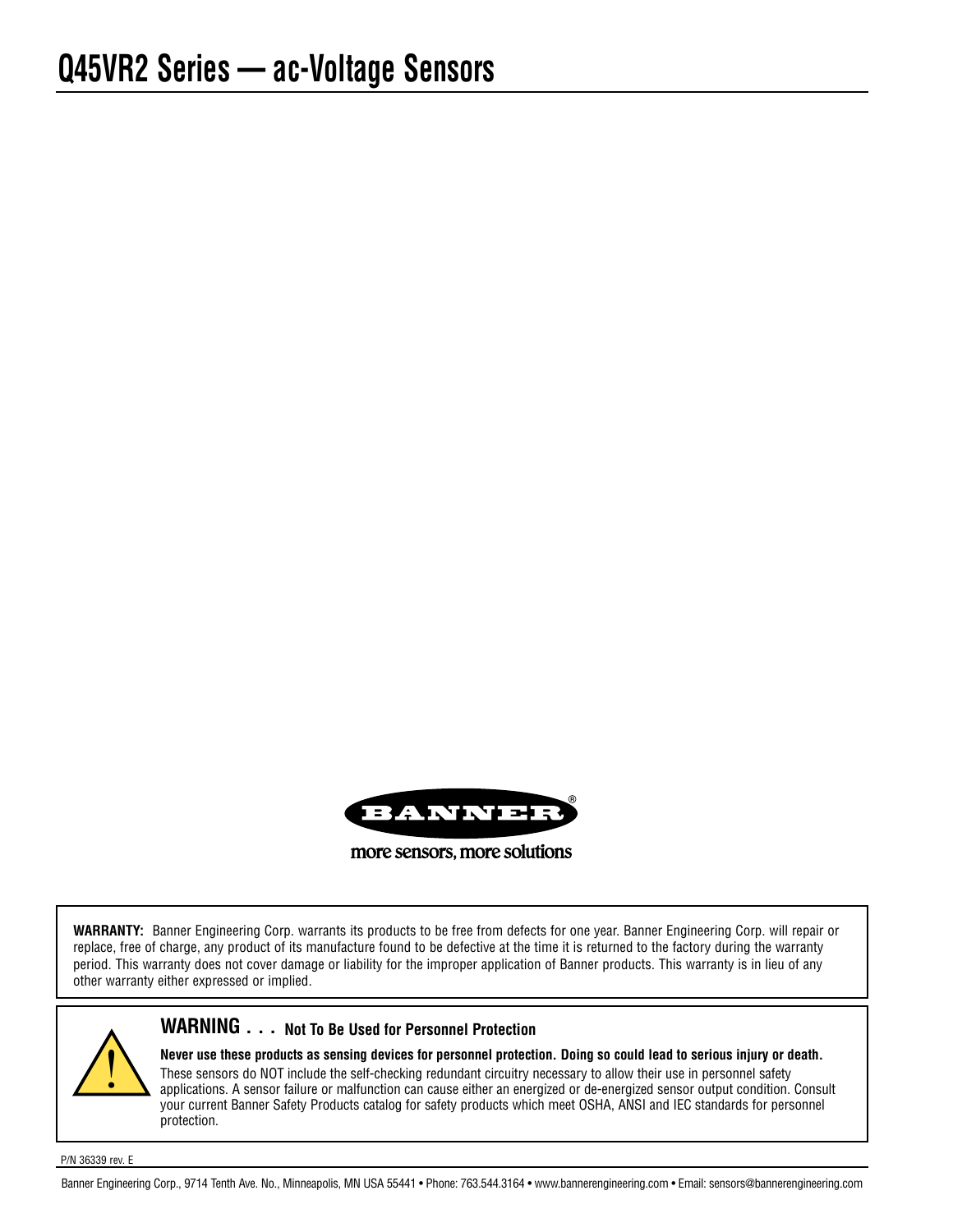# Q45VR2 Series — ac-Voltage Sensors

more sensors, more solutions

**WARRANTY:** Banner Engineering Corp. warrants its products to be free from defects for one year. Banner Engineering Corp. will repair or replace, free of charge, any product of its manufacture found to be defective at the time it is returned to the factory during the warranty period. This warranty does not cover damage or liability for the improper application of Banner products. This warranty is in lieu of any other warranty either expressed or implied.

**WARNING . . . Not To Be Used for Personnel Protection**

**Never use these products as sensing devices for personnel protection. Doing so could lead to serious injury or death.**
These sensors do NOT include the self-checking redundant circuitry necessary to allow their use in personnel safety applications. A sensor failure or malfunction can cause either an energized or de-energized sensor output condition. Consult your current Banner Safety Products catalog for safety products which meet OSHA, ANSI and IEC standards for personnel protection.

P/N 36339 rev. E

Banner Engineering Corp., 9714 Tenth Ave. No., Minneapolis, MN USA 55441 • Phone: 763.544.3164 • www.bannerengineering.com • Email: sensors@bannerengineering.com